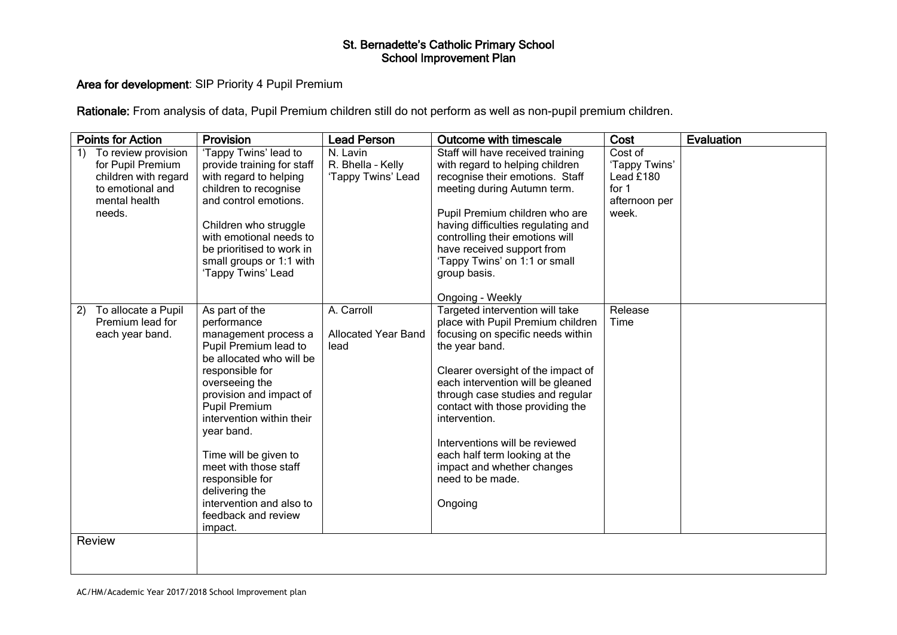# St. Bernadette's Catholic Primary School
## School Improvement Plan

**Area for development**: SIP Priority 4 Pupil Premium

**Rationale:** From analysis of data, Pupil Premium children still do not perform as well as non-pupil premium children.

| Points for Action | Provision | Lead Person | Outcome with timescale | Cost | Evaluation |
|---|---|---|---|---|---|
| 1) To review provision for Pupil Premium children with regard to emotional and mental health needs. | 'Tappy Twins' lead to provide training for staff with regard to helping children to recognise and control emotions.<br><br>Children who struggle with emotional needs to be prioritised to work in small groups or 1:1 with 'Tappy Twins' Lead | N. Lavin<br>R. Bhella – Kelly<br>'Tappy Twins' Lead | Staff will have received training with regard to helping children recognise their emotions. Staff meeting during Autumn term.<br><br>Pupil Premium children who are having difficulties regulating and controlling their emotions will have received support from 'Tappy Twins' on 1:1 or small group basis.<br><br>Ongoing - Weekly | Cost of 'Tappy Twins' Lead £180 for 1 afternoon per week. | |
| 2) To allocate a Pupil Premium lead for each year band. | As part of the performance management process a Pupil Premium lead to be allocated who will be responsible for overseeing the provision and impact of Pupil Premium intervention within their year band.<br><br>Time will be given to meet with those staff responsible for delivering the intervention and also to feedback and review impact. | A. Carroll<br><br>Allocated Year Band lead | Targeted intervention will take place with Pupil Premium children focusing on specific needs within the year band.<br><br>Clearer oversight of the impact of each intervention will be gleaned through case studies and regular contact with those providing the intervention.<br><br>Interventions will be reviewed each half term looking at the impact and whether changes need to be made.<br><br>Ongoing | Release Time | |
| Review | | | | | |

AC/HM/Academic Year 2017/2018 School Improvement plan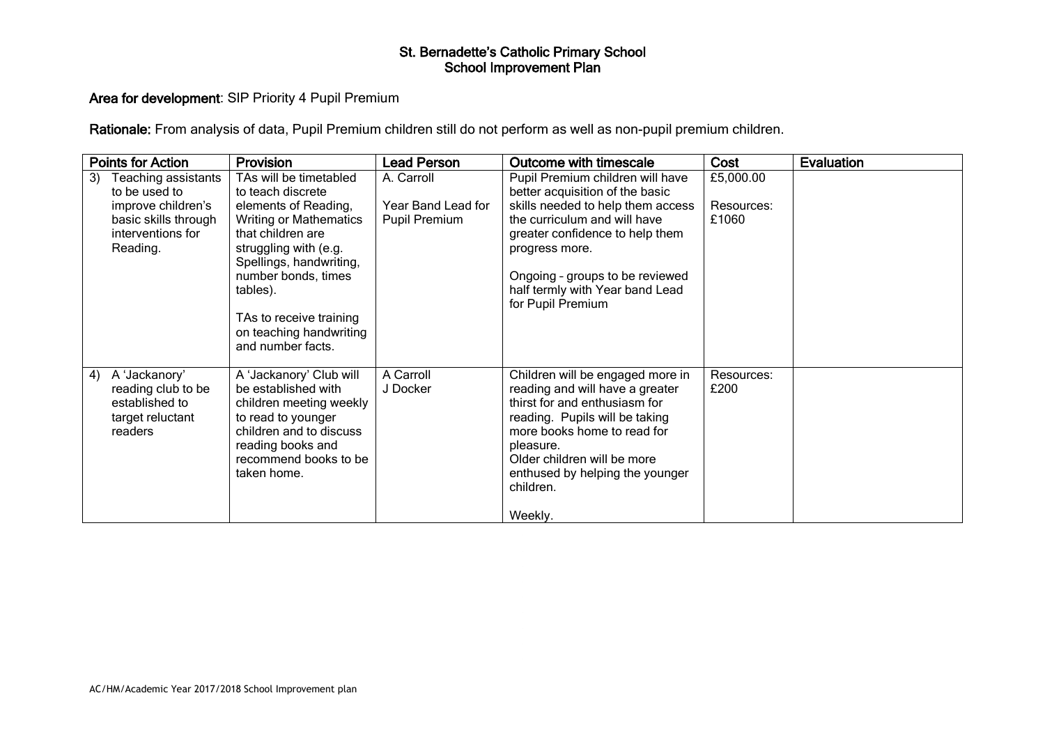# St. Bernadette's Catholic Primary School
## School Improvement Plan

**Area for development**: SIP Priority 4 Pupil Premium

**Rationale:** From analysis of data, Pupil Premium children still do not perform as well as non-pupil premium children.

| Points for Action | Provision | Lead Person | Outcome with timescale | Cost | Evaluation |
|---|---|---|---|---|---|
| 3) Teaching assistants to be used to improve children's basic skills through interventions for Reading. | TAs will be timetabled to teach discrete elements of Reading, Writing or Mathematics that children are struggling with (e.g. Spellings, handwriting, number bonds, times tables).<br><br>TAs to receive training on teaching handwriting and number facts. | A. Carroll<br><br>Year Band Lead for Pupil Premium | Pupil Premium children will have better acquisition of the basic skills needed to help them access the curriculum and will have greater confidence to help them progress more.<br><br>Ongoing – groups to be reviewed half termly with Year band Lead for Pupil Premium | £5,000.00<br><br>Resources: £1060 | |
| 4) A 'Jackanory' reading club to be established to target reluctant readers | A 'Jackanory' Club will be established with children meeting weekly to read to younger children and to discuss reading books and recommend books to be taken home. | A Carroll<br>J Docker | Children will be engaged more in reading and will have a greater thirst for and enthusiasm for reading. Pupils will be taking more books home to read for pleasure.<br>Older children will be more enthused by helping the younger children.<br><br>Weekly. | Resources: £200 | |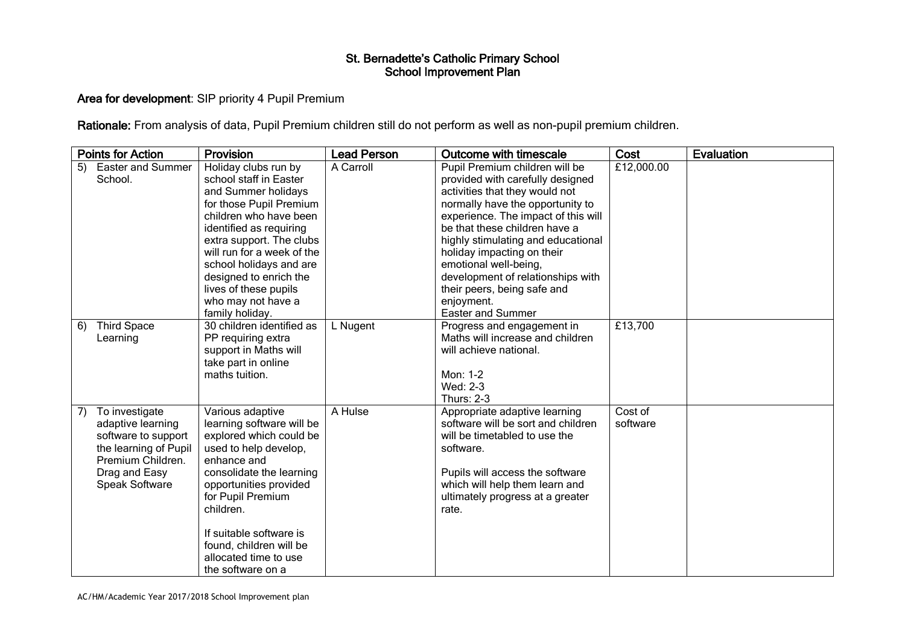# St. Bernadette's Catholic Primary School
## School Improvement Plan

**Area for development**: SIP priority 4 Pupil Premium

**Rationale:** From analysis of data, Pupil Premium children still do not perform as well as non-pupil premium children.

| Points for Action | Provision | Lead Person | Outcome with timescale | Cost | Evaluation |
|---|---|---|---|---|---|
| 5) Easter and Summer School. | Holiday clubs run by school staff in Easter and Summer holidays for those Pupil Premium children who have been identified as requiring extra support. The clubs will run for a week of the school holidays and are designed to enrich the lives of these pupils who may not have a family holiday. | A Carroll | Pupil Premium children will be provided with carefully designed activities that they would not normally have the opportunity to experience. The impact of this will be that these children have a highly stimulating and educational holiday impacting on their emotional well-being, development of relationships with their peers, being safe and enjoyment.<br>Easter and Summer | £12,000.00 | |
| 6) Third Space Learning | 30 children identified as PP requiring extra support in Maths will take part in online maths tuition. | L Nugent | Progress and engagement in Maths will increase and children will achieve national.<br><br>Mon: 1-2<br>Wed: 2-3<br>Thurs: 2-3 | £13,700 | |
| 7) To investigate adaptive learning software to support the learning of Pupil Premium Children. Drag and Easy Speak Software | Various adaptive learning software will be explored which could be used to help develop, enhance and consolidate the learning opportunities provided for Pupil Premium children.<br><br>If suitable software is found, children will be allocated time to use the software on a | A Hulse | Appropriate adaptive learning software will be sort and children will be timetabled to use the software.<br><br>Pupils will access the software which will help them learn and ultimately progress at a greater rate. | Cost of software | |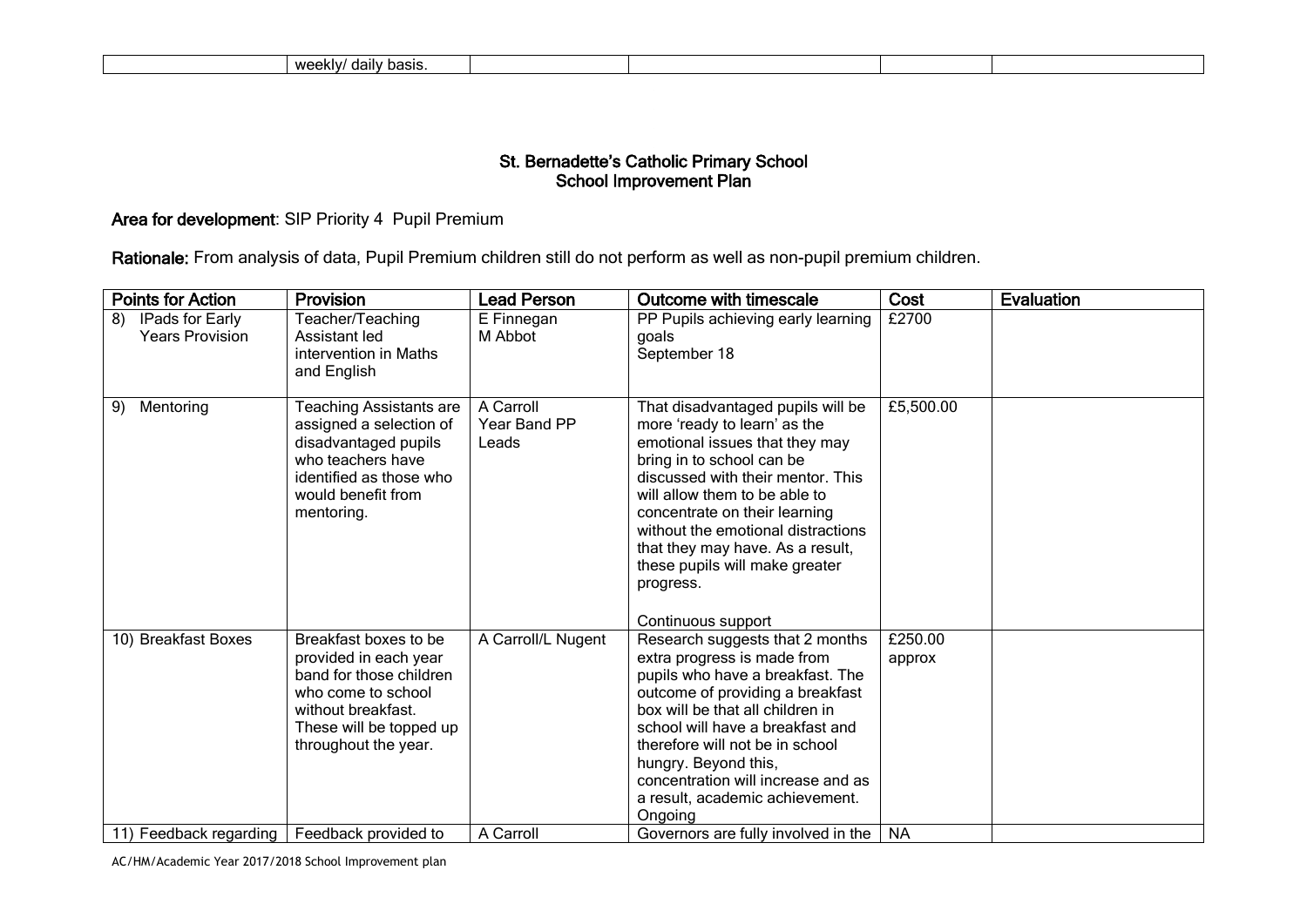| | weekly/ daily basis. | | | | |
|---|---|---|---|---|---|

**St. Bernadette's Catholic Primary School**
**School Improvement Plan**

**Area for development**: SIP Priority 4 Pupil Premium

**Rationale:** From analysis of data, Pupil Premium children still do not perform as well as non-pupil premium children.

| Points for Action | Provision | Lead Person | Outcome with timescale | Cost | Evaluation |
|---|---|---|---|---|---|
| 8) IPads for Early Years Provision | Teacher/Teaching Assistant led intervention in Maths and English | E Finnegan<br>M Abbot | PP Pupils achieving early learning goals<br>September 18 | £2700 | |
| 9) Mentoring | Teaching Assistants are assigned a selection of disadvantaged pupils who teachers have identified as those who would benefit from mentoring. | A Carroll<br>Year Band PP Leads | That disadvantaged pupils will be more 'ready to learn' as the emotional issues that they may bring in to school can be discussed with their mentor. This will allow them to be able to concentrate on their learning without the emotional distractions that they may have. As a result, these pupils will make greater progress.<br><br>Continuous support | £5,500.00 | |
| 10) Breakfast Boxes | Breakfast boxes to be provided in each year band for those children who come to school without breakfast. These will be topped up throughout the year. | A Carroll/L Nugent | Research suggests that 2 months extra progress is made from pupils who have a breakfast. The outcome of providing a breakfast box will be that all children in school will have a breakfast and therefore will not be in school hungry. Beyond this, concentration will increase and as a result, academic achievement.<br>Ongoing | £250.00 approx | |
| 11) Feedback regarding | Feedback provided to | A Carroll | Governors are fully involved in the | NA | |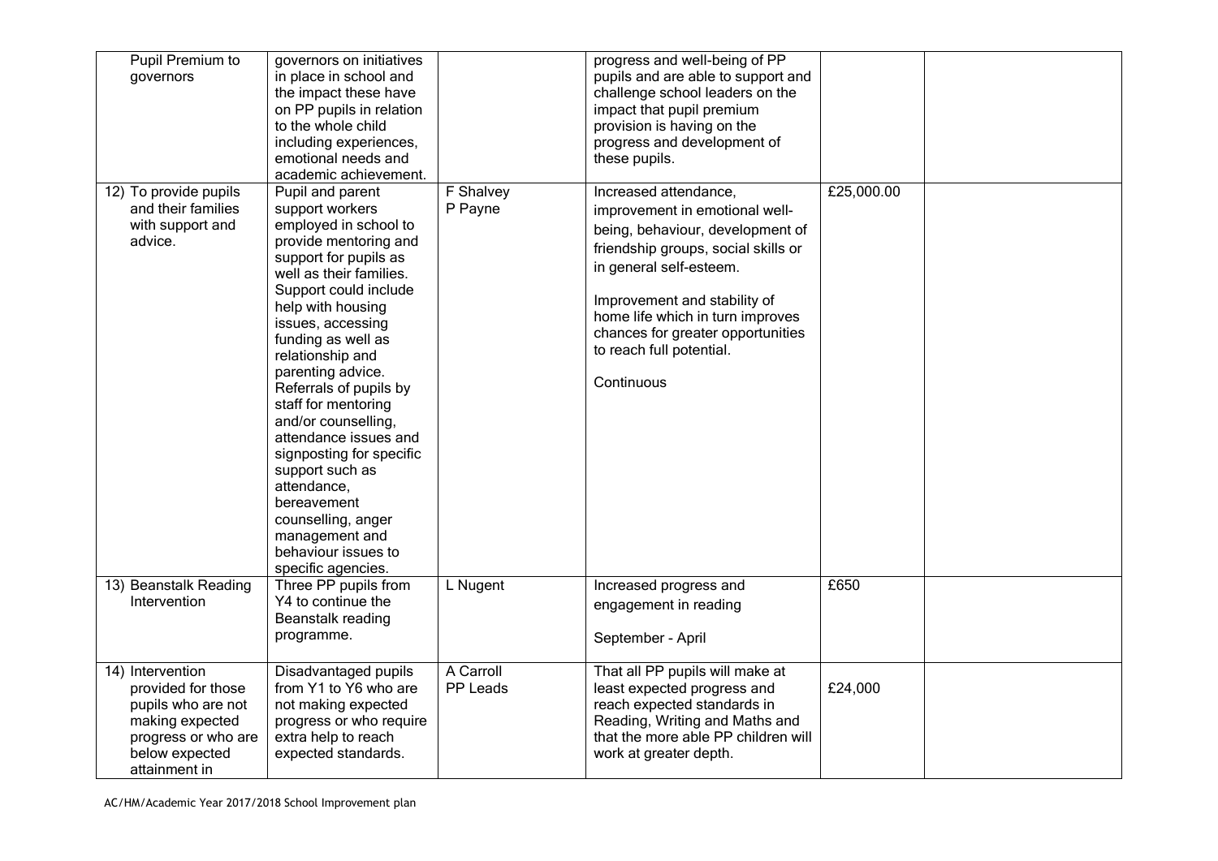| | | | | | |
|---|---|---|---|---|---|
| Pupil Premium to governors | governors on initiatives in place in school and the impact these have on PP pupils in relation to the whole child including experiences, emotional needs and academic achievement. | | progress and well-being of PP pupils and are able to support and challenge school leaders on the impact that pupil premium provision is having on the progress and development of these pupils. | | |
| 12) To provide pupils and their families with support and advice. | Pupil and parent support workers employed in school to provide mentoring and support for pupils as well as their families. Support could include help with housing issues, accessing funding as well as relationship and parenting advice. Referrals of pupils by staff for mentoring and/or counselling, attendance issues and signposting for specific support such as attendance, bereavement counselling, anger management and behaviour issues to specific agencies. | F Shalvey<br>P Payne | Increased attendance, improvement in emotional well-being, behaviour, development of friendship groups, social skills or in general self-esteem.<br><br>Improvement and stability of home life which in turn improves chances for greater opportunities to reach full potential.<br><br>Continuous | £25,000.00 | |
| 13) Beanstalk Reading Intervention | Three PP pupils from Y4 to continue the Beanstalk reading programme. | L Nugent | Increased progress and engagement in reading<br><br>September - April | £650 | |
| 14) Intervention provided for those pupils who are not making expected progress or who are below expected attainment in | Disadvantaged pupils from Y1 to Y6 who are not making expected progress or who require extra help to reach expected standards. | A Carroll<br>PP Leads | That all PP pupils will make at least expected progress and reach expected standards in Reading, Writing and Maths and that the more able PP children will work at greater depth. | £24,000 | |

AC/HM/Academic Year 2017/2018 School Improvement plan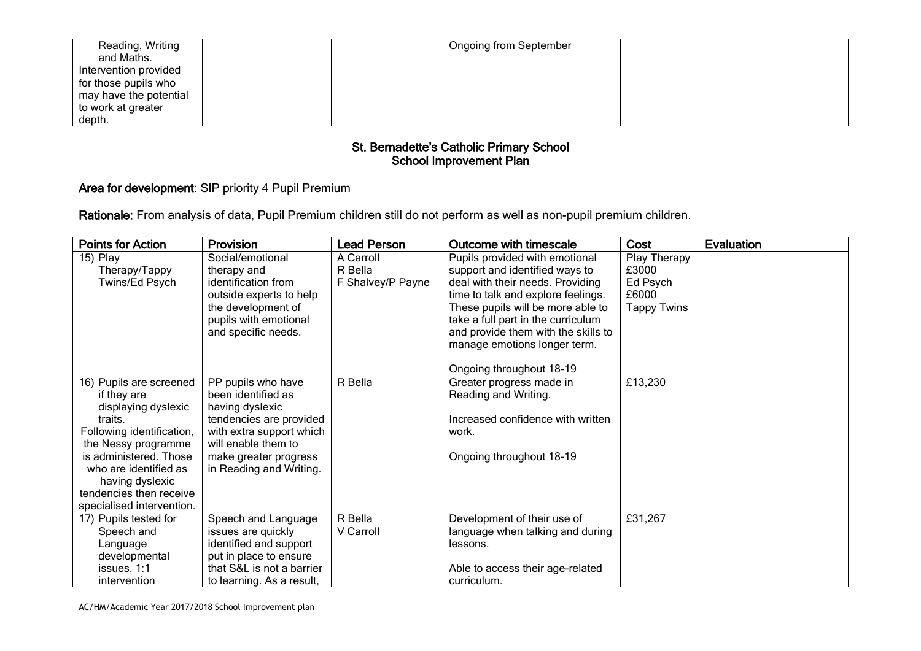| | | | | | |
|---|---|---|---|---|---|
| Reading, Writing and Maths. Intervention provided for those pupils who may have the potential to work at greater depth. | | | Ongoing from September | | |

## St. Bernadette's Catholic Primary School
## School Improvement Plan

**Area for development**: SIP priority 4 Pupil Premium

**Rationale:** From analysis of data, Pupil Premium children still do not perform as well as non-pupil premium children.

| Points for Action | Provision | Lead Person | Outcome with timescale | Cost | Evaluation |
|---|---|---|---|---|---|
| 15) Play Therapy/Tappy Twins/Ed Psych | Social/emotional therapy and identification from outside experts to help the development of pupils with emotional and specific needs. | A Carroll<br>R Bella<br>F Shalvey/P Payne | Pupils provided with emotional support and identified ways to deal with their needs. Providing time to talk and explore feelings. These pupils will be more able to take a full part in the curriculum and provide them with the skills to manage emotions longer term.<br><br>Ongoing throughout 18-19 | Play Therapy £3000<br>Ed Psych £6000<br>Tappy Twins | |
| 16) Pupils are screened if they are displaying dyslexic traits. Following identification, the Nessy programme is administered. Those who are identified as having dyslexic tendencies then receive specialised intervention. | PP pupils who have been identified as having dyslexic tendencies are provided with extra support which will enable them to make greater progress in Reading and Writing. | R Bella | Greater progress made in Reading and Writing.<br><br>Increased confidence with written work.<br><br>Ongoing throughout 18-19 | £13,230 | |
| 17) Pupils tested for Speech and Language developmental issues. 1:1 intervention | Speech and Language issues are quickly identified and support put in place to ensure that S&L is not a barrier to learning. As a result, | R Bella<br>V Carroll | Development of their use of language when talking and during lessons.<br><br>Able to access their age-related curriculum. | £31,267 | |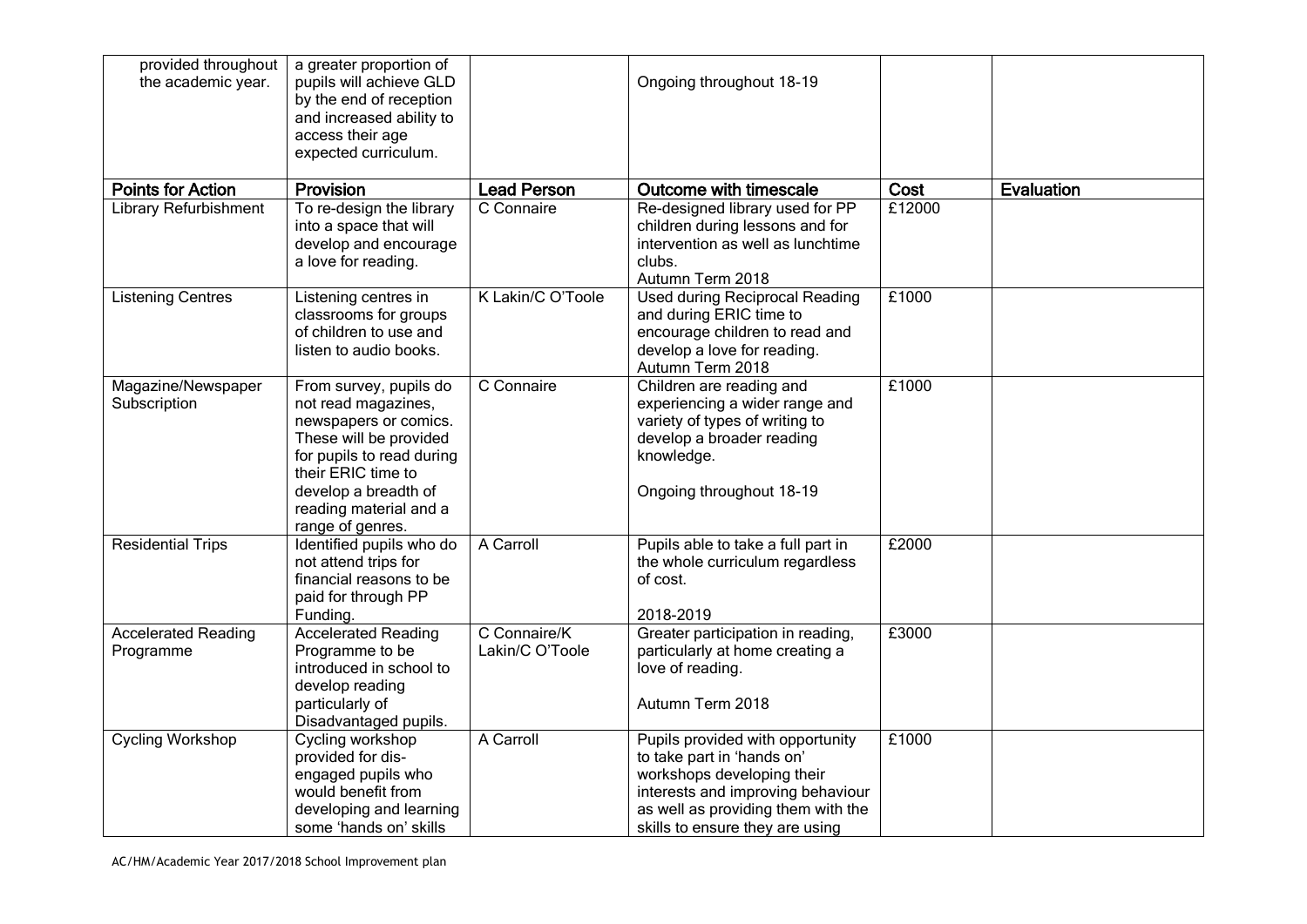| provided throughout the academic year. | a greater proportion of pupils will achieve GLD by the end of reception and increased ability to access their age expected curriculum. | | Ongoing throughout 18-19 | | |
|---|---|---|---|---|---|
| **Points for Action** | **Provision** | **Lead Person** | **Outcome with timescale** | **Cost** | **Evaluation** |
| Library Refurbishment | To re-design the library into a space that will develop and encourage a love for reading. | C Connaire | Re-designed library used for PP children during lessons and for intervention as well as lunchtime clubs.<br>Autumn Term 2018 | £12000 | |
| Listening Centres | Listening centres in classrooms for groups of children to use and listen to audio books. | K Lakin/C O'Toole | Used during Reciprocal Reading and during ERIC time to encourage children to read and develop a love for reading.<br>Autumn Term 2018 | £1000 | |
| Magazine/Newspaper Subscription | From survey, pupils do not read magazines, newspapers or comics. These will be provided for pupils to read during their ERIC time to develop a breadth of reading material and a range of genres. | C Connaire | Children are reading and experiencing a wider range and variety of types of writing to develop a broader reading knowledge.<br><br>Ongoing throughout 18-19 | £1000 | |
| Residential Trips | Identified pupils who do not attend trips for financial reasons to be paid for through PP Funding. | A Carroll | Pupils able to take a full part in the whole curriculum regardless of cost.<br><br>2018-2019 | £2000 | |
| Accelerated Reading Programme | Accelerated Reading Programme to be introduced in school to develop reading particularly of Disadvantaged pupils. | C Connaire/K Lakin/C O'Toole | Greater participation in reading, particularly at home creating a love of reading.<br><br>Autumn Term 2018 | £3000 | |
| Cycling Workshop | Cycling workshop provided for dis-engaged pupils who would benefit from developing and learning some 'hands on' skills | A Carroll | Pupils provided with opportunity to take part in 'hands on' workshops developing their interests and improving behaviour as well as providing them with the skills to ensure they are using | £1000 | |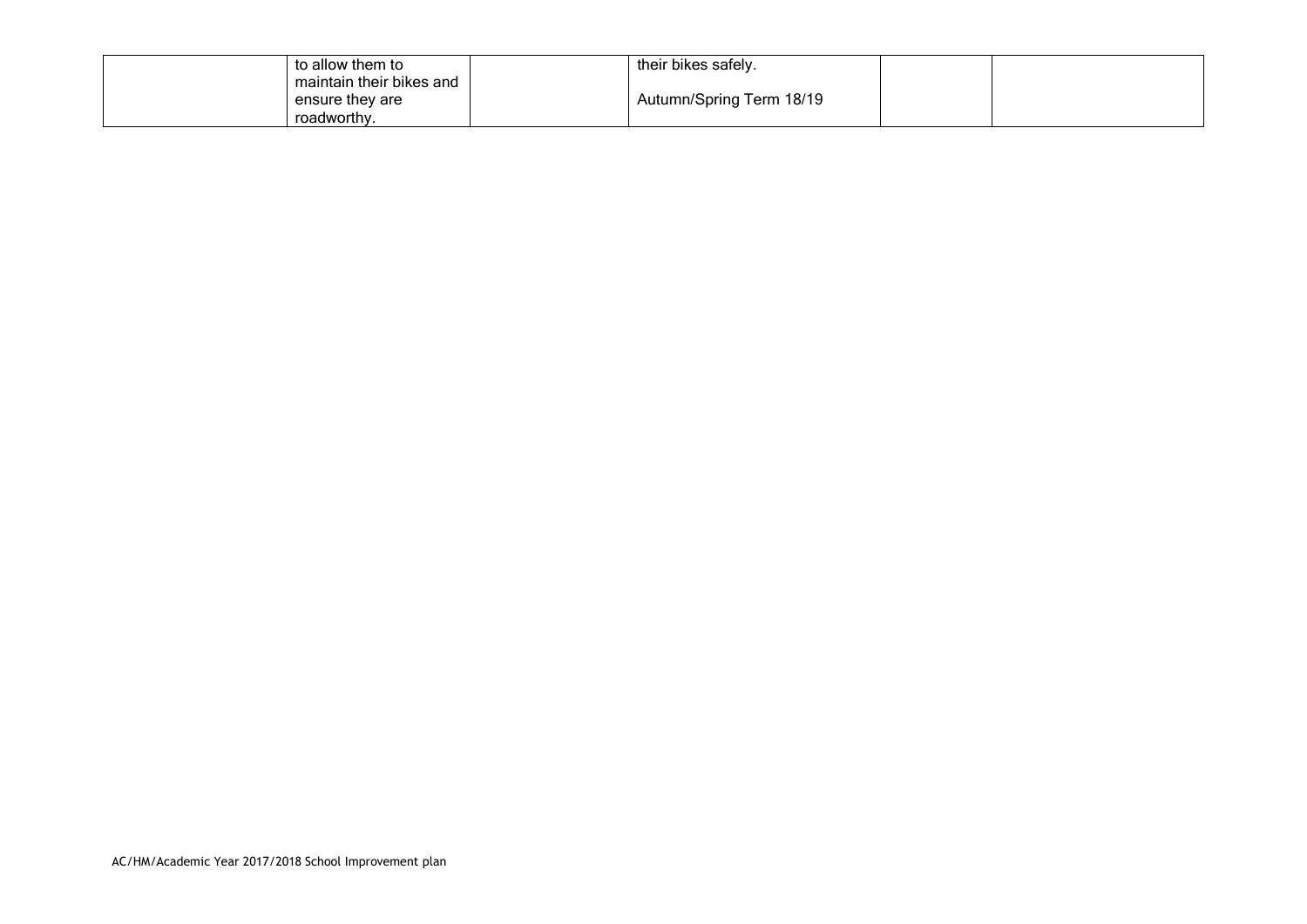| | | | | | |
|---|---|---|---|---|---|
| | to allow them to maintain their bikes and ensure they are roadworthy. | | their bikes safely.<br><br>Autumn/Spring Term 18/19 | | |